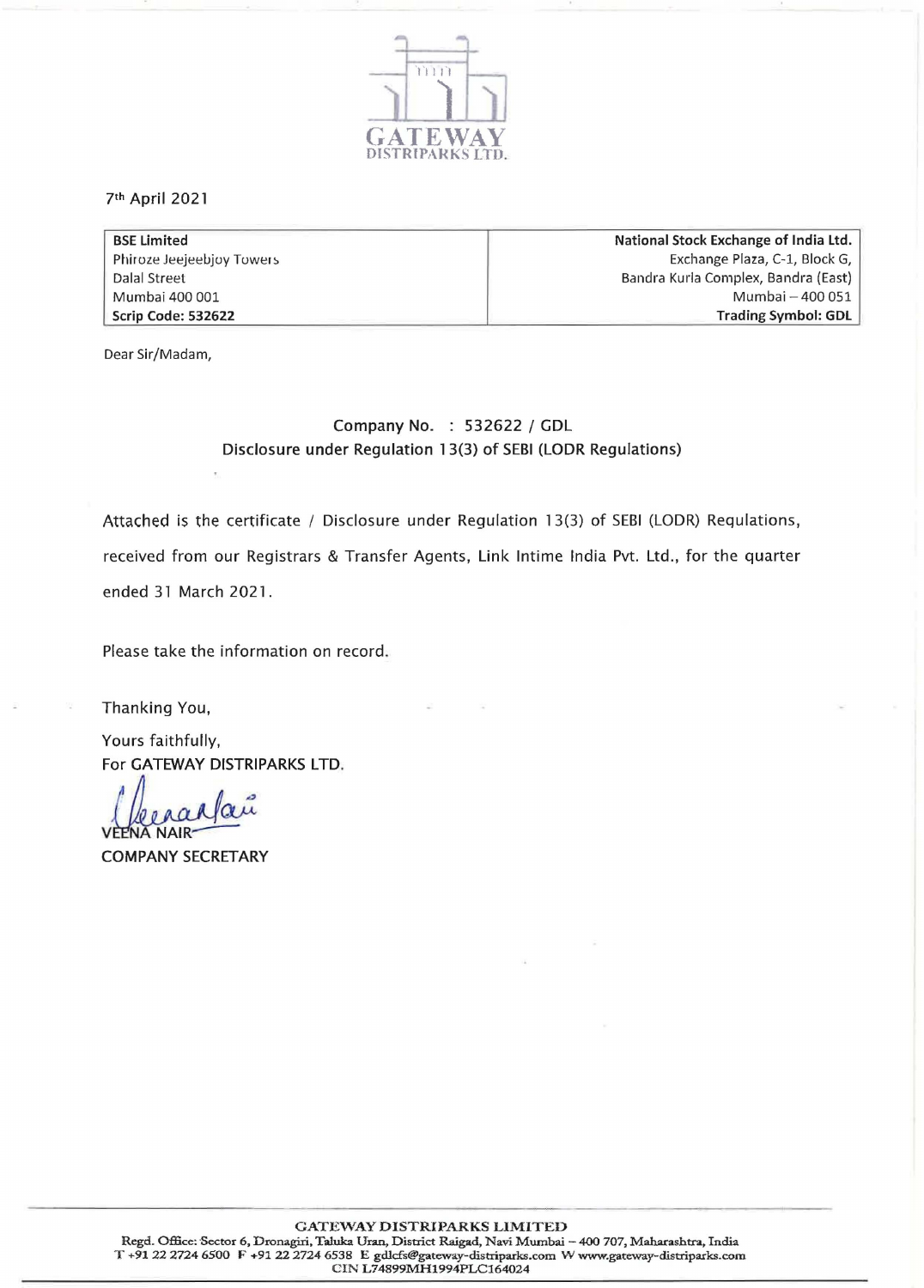GATEWAY
DISTRIPARKS LTD.

7th April 2021

| BSE Limited<br>Phiroze Jeejeebjoy Towers<br>Dalal Street<br>Mumbai 400 001<br>**Scrip Code: 532622** | **National Stock Exchange of India Ltd.**<br>Exchange Plaza, C-1, Block G,<br>Bandra Kurla Complex, Bandra (East)<br>Mumbai – 400 051<br>**Trading Symbol: GDL** |
|---|---|

Dear Sir/Madam,

Company No. : 532622 / GDL
Disclosure under Regulation 13(3) of SEBI (LODR Regulations)

Attached is the certificate / Disclosure under Regulation 13(3) of SEBI (LODR) Regulations, received from our Registrars & Transfer Agents, Link Intime India Pvt. Ltd., for the quarter ended 31 March 2021.

Please take the information on record.

Thanking You,

Yours faithfully,
For GATEWAY DISTRIPARKS LTD.

VEENA NAIR
COMPANY SECRETARY

GATEWAY DISTRIPARKS LIMITED
Regd. Office: Sector 6, Dronagiri, Taluka Uran, District Raigad, Navi Mumbai – 400 707, Maharashtra, India
T +91 22 2724 6500 F +91 22 2724 6538 E gdlcfs@gateway-distriparks.com W www.gateway-distriparks.com
CIN L74899MH1994PLC164024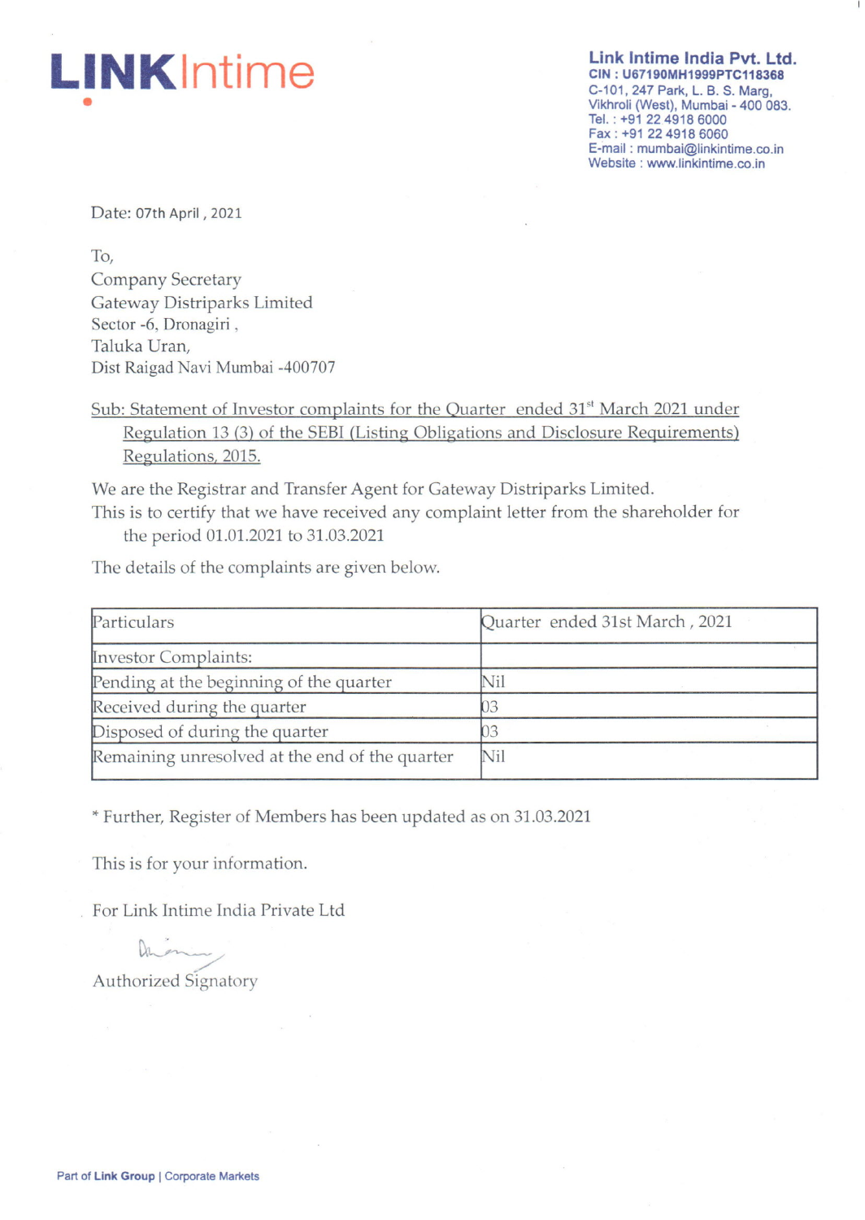**LINKIntime**

**Link Intime India Pvt. Ltd.**
CIN : U67190MH1999PTC118368
C-101, 247 Park, L. B. S. Marg,
Vikhroli (West), Mumbai - 400 083.
Tel. : +91 22 4918 6000
Fax : +91 22 4918 6060
E-mail : mumbai@linkintime.co.in
Website : www.linkintime.co.in

Date: 07th April , 2021

To,
Company Secretary
Gateway Distriparks Limited
Sector -6, Dronagiri ,
Taluka Uran,
Dist Raigad Navi Mumbai -400707

Sub: Statement of Investor complaints for the Quarter ended 31st March 2021 under Regulation 13 (3) of the SEBI (Listing Obligations and Disclosure Requirements) Regulations, 2015.

We are the Registrar and Transfer Agent for Gateway Distriparks Limited.
This is to certify that we have received any complaint letter from the shareholder for the period 01.01.2021 to 31.03.2021

The details of the complaints are given below.

| Particulars | Quarter ended 31st March , 2021 |
|---|---|
| Investor Complaints: | |
| Pending at the beginning of the quarter | Nil |
| Received during the quarter | 03 |
| Disposed of during the quarter | 03 |
| Remaining unresolved at the end of the quarter | Nil |

* Further, Register of Members has been updated as on 31.03.2021

This is for your information.

For Link Intime India Private Ltd

Authorized Signatory

Part of Link Group | Corporate Markets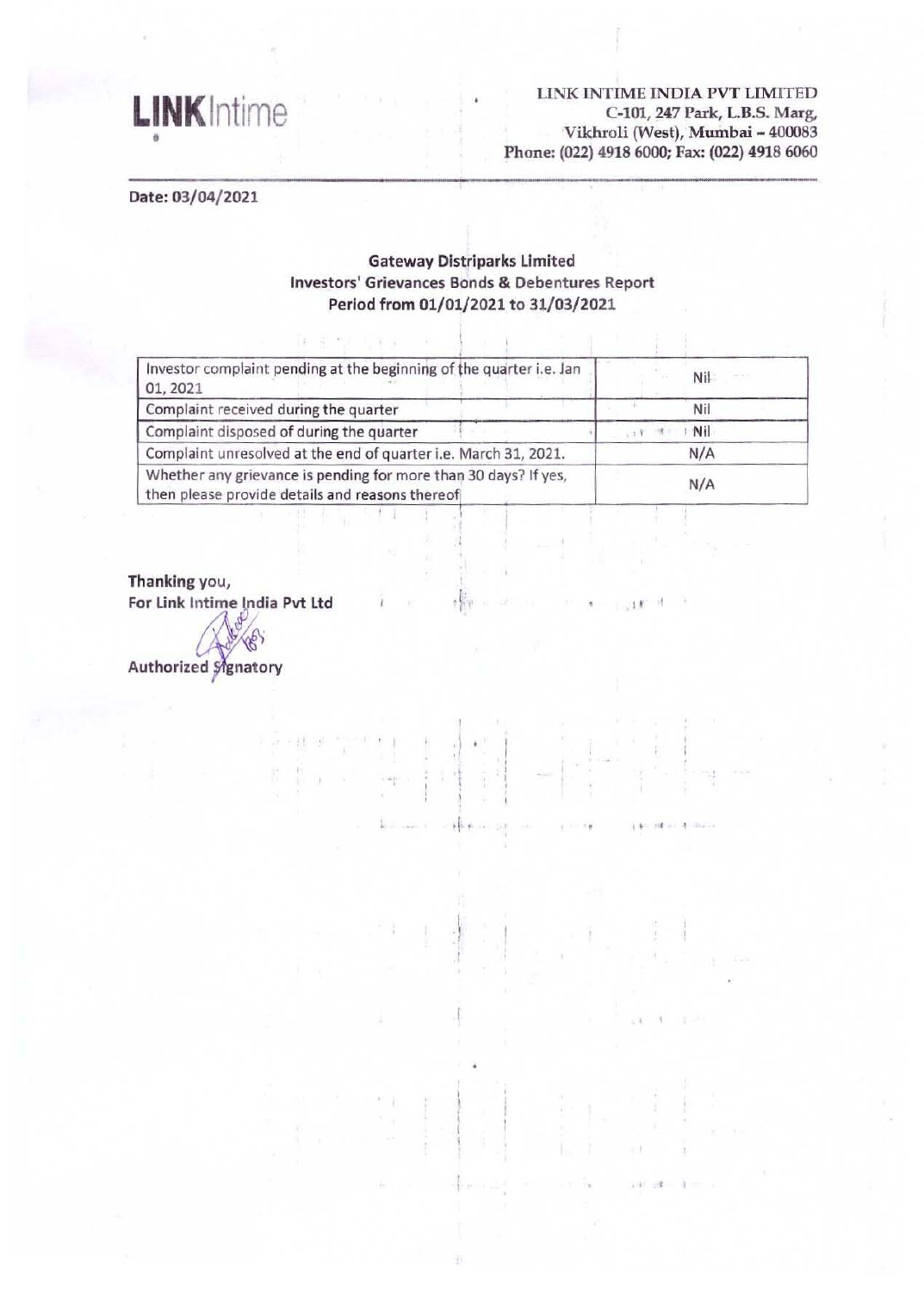**LINK**Intime

LINK INTIME INDIA PVT LIMITED
C-101, 247 Park, L.B.S. Marg,
Vikhroli (West), Mumbai – 400083
Phone: (022) 4918 6000; Fax: (022) 4918 6060

**Date: 03/04/2021**

**Gateway Distriparks Limited**
**Investors' Grievances Bonds & Debentures Report**
**Period from 01/01/2021 to 31/03/2021**

| | |
|---|---|
| Investor complaint pending at the beginning of the quarter i.e. Jan 01, 2021 | Nil |
| Complaint received during the quarter | Nil |
| Complaint disposed of during the quarter | Nil |
| Complaint unresolved at the end of quarter i.e. March 31, 2021. | N/A |
| Whether any grievance is pending for more than 30 days? If yes, then please provide details and reasons thereof | N/A |

**Thanking you,**
**For Link Intime India Pvt Ltd**

**Authorized Signatory**